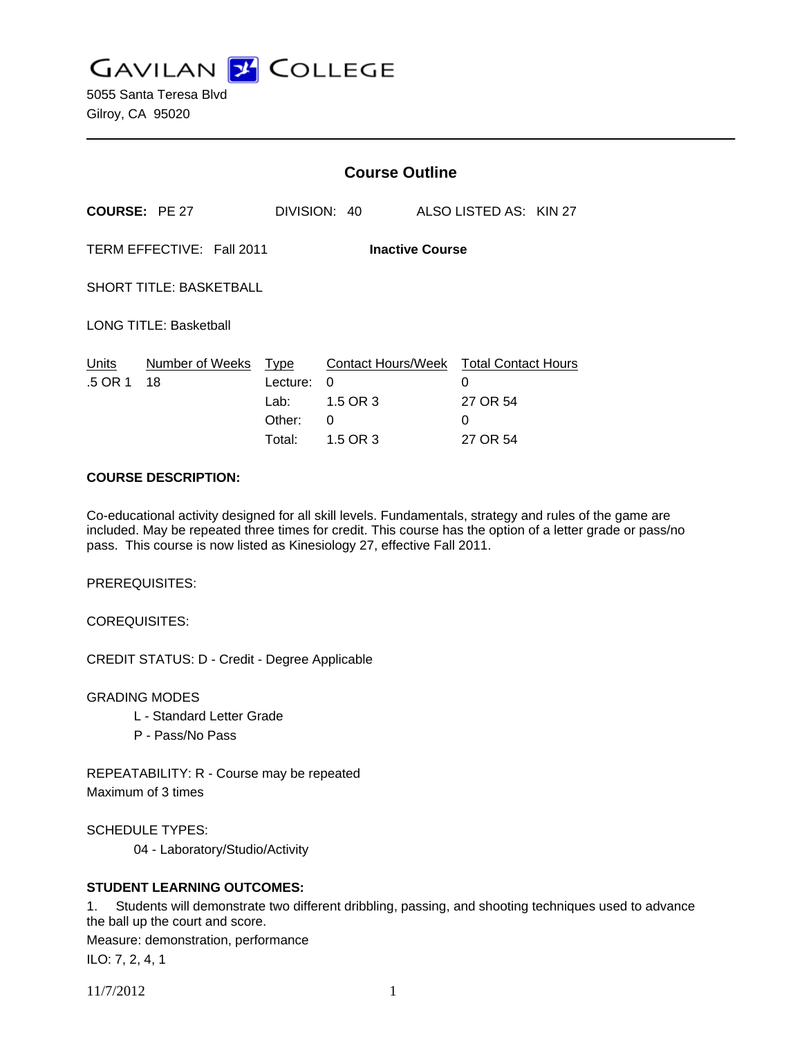# GAVILAN COLLEGE

5055 Santa Teresa Blvd
Gilroy, CA 95020

---

## Course Outline

**COURSE:** PE 27 DIVISION: 40 ALSO LISTED AS: KIN 27

TERM EFFECTIVE: Fall 2011 **Inactive Course**

SHORT TITLE: BASKETBALL

LONG TITLE: Basketball

| Units | Number of Weeks | Type | Contact Hours/Week | Total Contact Hours |
|---|---|---|---|---|
| .5 OR 1 | 18 | Lecture: | 0 | 0 |
| | | Lab: | 1.5 OR 3 | 27 OR 54 |
| | | Other: | 0 | 0 |
| | | Total: | 1.5 OR 3 | 27 OR 54 |

**COURSE DESCRIPTION:**

Co-educational activity designed for all skill levels. Fundamentals, strategy and rules of the game are included. May be repeated three times for credit. This course has the option of a letter grade or pass/no pass. This course is now listed as Kinesiology 27, effective Fall 2011.

PREREQUISITES:

COREQUISITES:

CREDIT STATUS: D - Credit - Degree Applicable

GRADING MODES

- L - Standard Letter Grade
- P - Pass/No Pass

REPEATABILITY: R - Course may be repeated
Maximum of 3 times

SCHEDULE TYPES:

- 04 - Laboratory/Studio/Activity

**STUDENT LEARNING OUTCOMES:**

1. Students will demonstrate two different dribbling, passing, and shooting techniques used to advance the ball up the court and score.

Measure: demonstration, performance

ILO: 7, 2, 4, 1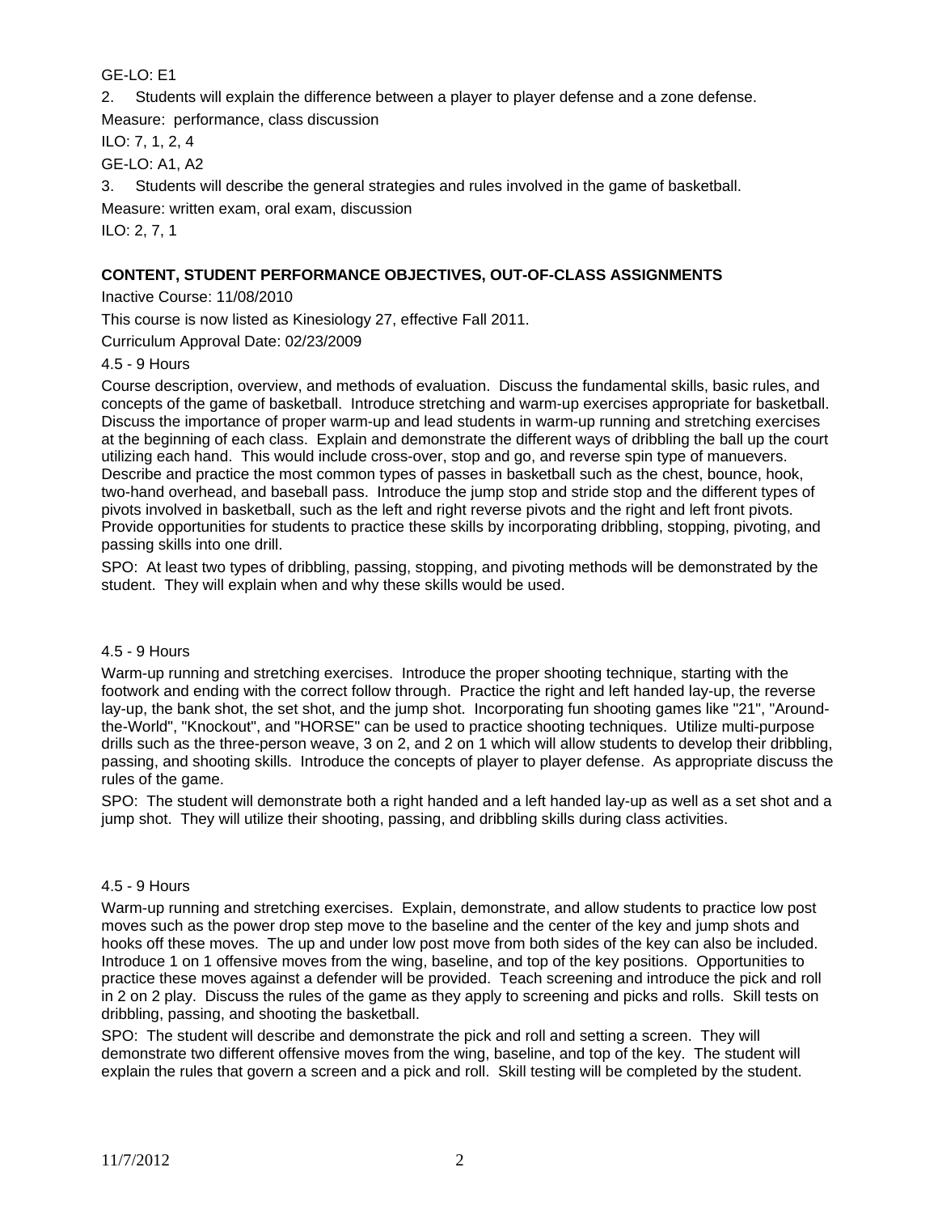GE-LO: E1

2. Students will explain the difference between a player to player defense and a zone defense.

Measure: performance, class discussion

ILO: 7, 1, 2, 4

GE-LO: A1, A2

3. Students will describe the general strategies and rules involved in the game of basketball.

Measure: written exam, oral exam, discussion

ILO: 2, 7, 1

## CONTENT, STUDENT PERFORMANCE OBJECTIVES, OUT-OF-CLASS ASSIGNMENTS

Inactive Course: 11/08/2010

This course is now listed as Kinesiology 27, effective Fall 2011.

Curriculum Approval Date: 02/23/2009

4.5 - 9 Hours

Course description, overview, and methods of evaluation. Discuss the fundamental skills, basic rules, and concepts of the game of basketball. Introduce stretching and warm-up exercises appropriate for basketball. Discuss the importance of proper warm-up and lead students in warm-up running and stretching exercises at the beginning of each class. Explain and demonstrate the different ways of dribbling the ball up the court utilizing each hand. This would include cross-over, stop and go, and reverse spin type of manuevers. Describe and practice the most common types of passes in basketball such as the chest, bounce, hook, two-hand overhead, and baseball pass. Introduce the jump stop and stride stop and the different types of pivots involved in basketball, such as the left and right reverse pivots and the right and left front pivots. Provide opportunities for students to practice these skills by incorporating dribbling, stopping, pivoting, and passing skills into one drill.

SPO: At least two types of dribbling, passing, stopping, and pivoting methods will be demonstrated by the student. They will explain when and why these skills would be used.

4.5 - 9 Hours

Warm-up running and stretching exercises. Introduce the proper shooting technique, starting with the footwork and ending with the correct follow through. Practice the right and left handed lay-up, the reverse lay-up, the bank shot, the set shot, and the jump shot. Incorporating fun shooting games like "21", "Around-the-World", "Knockout", and "HORSE" can be used to practice shooting techniques. Utilize multi-purpose drills such as the three-person weave, 3 on 2, and 2 on 1 which will allow students to develop their dribbling, passing, and shooting skills. Introduce the concepts of player to player defense. As appropriate discuss the rules of the game.

SPO: The student will demonstrate both a right handed and a left handed lay-up as well as a set shot and a jump shot. They will utilize their shooting, passing, and dribbling skills during class activities.

4.5 - 9 Hours

Warm-up running and stretching exercises. Explain, demonstrate, and allow students to practice low post moves such as the power drop step move to the baseline and the center of the key and jump shots and hooks off these moves. The up and under low post move from both sides of the key can also be included. Introduce 1 on 1 offensive moves from the wing, baseline, and top of the key positions. Opportunities to practice these moves against a defender will be provided. Teach screening and introduce the pick and roll in 2 on 2 play. Discuss the rules of the game as they apply to screening and picks and rolls. Skill tests on dribbling, passing, and shooting the basketball.

SPO: The student will describe and demonstrate the pick and roll and setting a screen. They will demonstrate two different offensive moves from the wing, baseline, and top of the key. The student will explain the rules that govern a screen and a pick and roll. Skill testing will be completed by the student.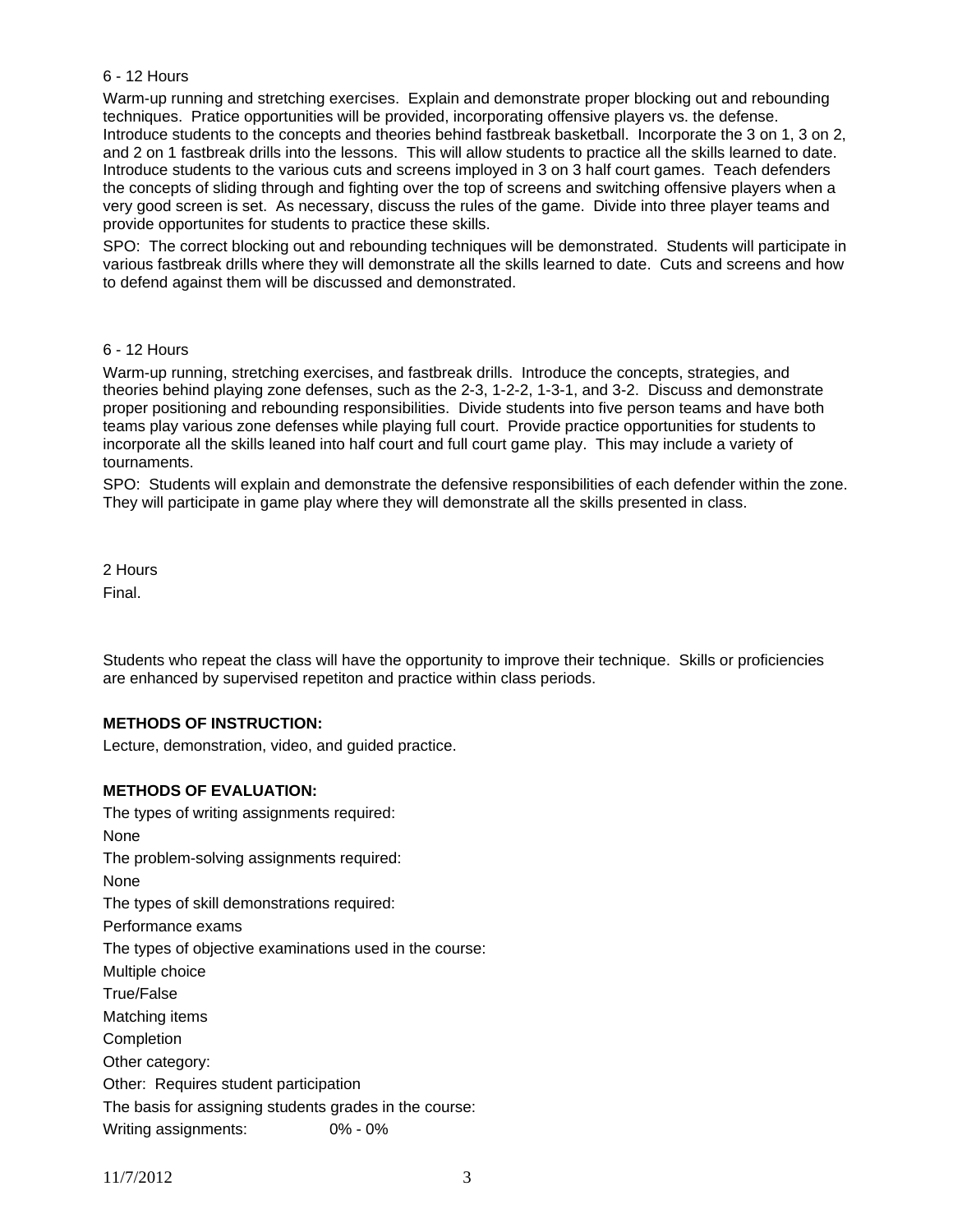6 - 12 Hours

Warm-up running and stretching exercises. Explain and demonstrate proper blocking out and rebounding techniques. Pratice opportunities will be provided, incorporating offensive players vs. the defense. Introduce students to the concepts and theories behind fastbreak basketball. Incorporate the 3 on 1, 3 on 2, and 2 on 1 fastbreak drills into the lessons. This will allow students to practice all the skills learned to date. Introduce students to the various cuts and screens imployed in 3 on 3 half court games. Teach defenders the concepts of sliding through and fighting over the top of screens and switching offensive players when a very good screen is set. As necessary, discuss the rules of the game. Divide into three player teams and provide opportunites for students to practice these skills.

SPO: The correct blocking out and rebounding techniques will be demonstrated. Students will participate in various fastbreak drills where they will demonstrate all the skills learned to date. Cuts and screens and how to defend against them will be discussed and demonstrated.

6 - 12 Hours

Warm-up running, stretching exercises, and fastbreak drills. Introduce the concepts, strategies, and theories behind playing zone defenses, such as the 2-3, 1-2-2, 1-3-1, and 3-2. Discuss and demonstrate proper positioning and rebounding responsibilities. Divide students into five person teams and have both teams play various zone defenses while playing full court. Provide practice opportunities for students to incorporate all the skills leaned into half court and full court game play. This may include a variety of tournaments.

SPO: Students will explain and demonstrate the defensive responsibilities of each defender within the zone. They will participate in game play where they will demonstrate all the skills presented in class.

2 Hours

Final.

Students who repeat the class will have the opportunity to improve their technique. Skills or proficiencies are enhanced by supervised repetiton and practice within class periods.

**METHODS OF INSTRUCTION:**

Lecture, demonstration, video, and guided practice.

**METHODS OF EVALUATION:**

The types of writing assignments required:

None

The problem-solving assignments required:

None

The types of skill demonstrations required:

Performance exams

The types of objective examinations used in the course:

Multiple choice

True/False

Matching items

Completion

Other category:

Other: Requires student participation

The basis for assigning students grades in the course:

Writing assignments: 0% - 0%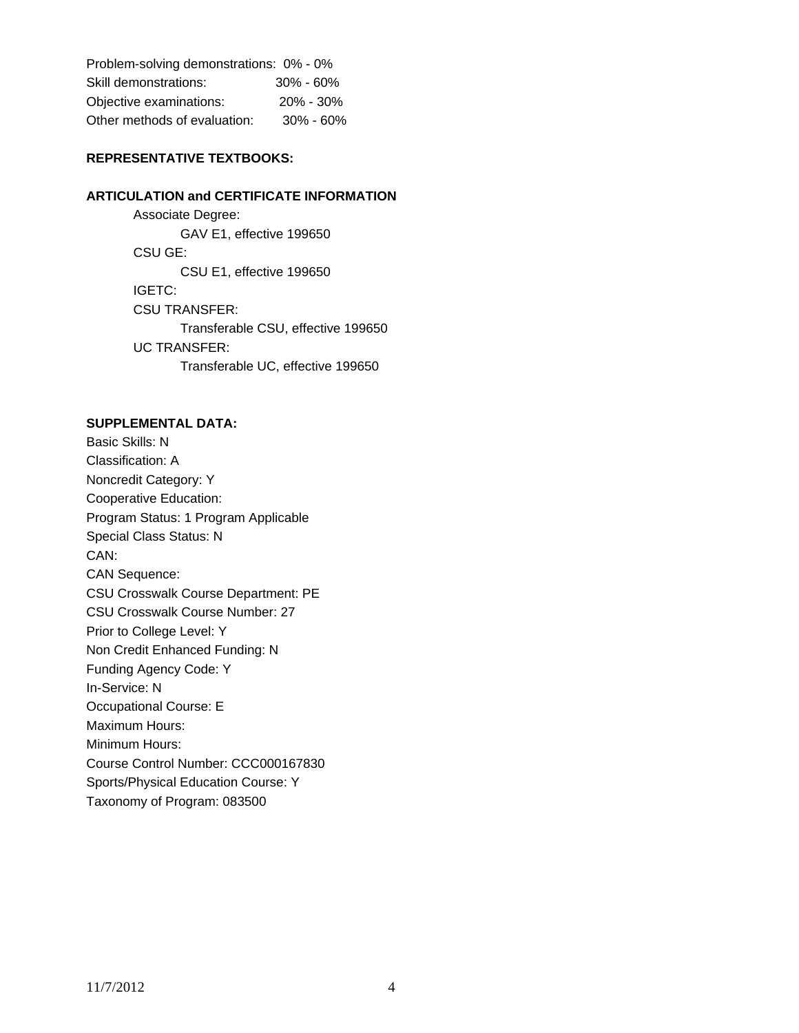Problem-solving demonstrations: 0% - 0%
Skill demonstrations: 30% - 60%
Objective examinations: 20% - 30%
Other methods of evaluation: 30% - 60%

**REPRESENTATIVE TEXTBOOKS:**

**ARTICULATION and CERTIFICATE INFORMATION**

Associate Degree:
GAV E1, effective 199650
CSU GE:
CSU E1, effective 199650
IGETC:
CSU TRANSFER:
Transferable CSU, effective 199650
UC TRANSFER:
Transferable UC, effective 199650

**SUPPLEMENTAL DATA:**

Basic Skills: N
Classification: A
Noncredit Category: Y
Cooperative Education:
Program Status: 1 Program Applicable
Special Class Status: N
CAN:
CAN Sequence:
CSU Crosswalk Course Department: PE
CSU Crosswalk Course Number: 27
Prior to College Level: Y
Non Credit Enhanced Funding: N
Funding Agency Code: Y
In-Service: N
Occupational Course: E
Maximum Hours:
Minimum Hours:
Course Control Number: CCC000167830
Sports/Physical Education Course: Y
Taxonomy of Program: 083500